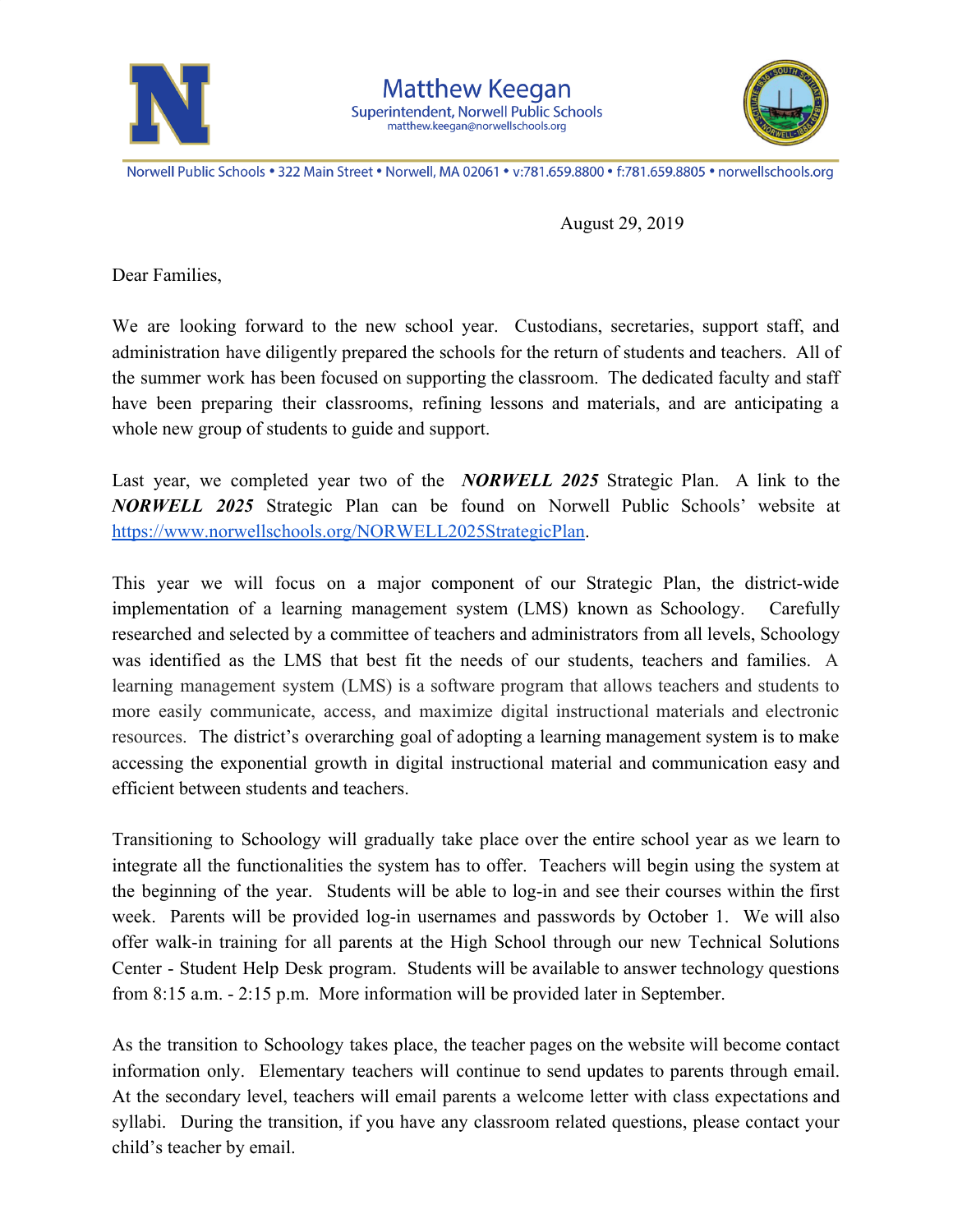Matthew Keegan
Superintendent, Norwell Public Schools
matthew.keegan@norwellschools.org

Norwell Public Schools • 322 Main Street • Norwell, MA 02061 • v:781.659.8800 • f:781.659.8805 • norwellschools.org

August 29, 2019

Dear Families,

We are looking forward to the new school year. Custodians, secretaries, support staff, and administration have diligently prepared the schools for the return of students and teachers. All of the summer work has been focused on supporting the classroom. The dedicated faculty and staff have been preparing their classrooms, refining lessons and materials, and are anticipating a whole new group of students to guide and support.

Last year, we completed year two of the ***NORWELL 2025*** Strategic Plan. A link to the ***NORWELL 2025*** Strategic Plan can be found on Norwell Public Schools' website at https://www.norwellschools.org/NORWELL2025StrategicPlan.

This year we will focus on a major component of our Strategic Plan, the district-wide implementation of a learning management system (LMS) known as Schoology. Carefully researched and selected by a committee of teachers and administrators from all levels, Schoology was identified as the LMS that best fit the needs of our students, teachers and families. A learning management system (LMS) is a software program that allows teachers and students to more easily communicate, access, and maximize digital instructional materials and electronic resources. The district's overarching goal of adopting a learning management system is to make accessing the exponential growth in digital instructional material and communication easy and efficient between students and teachers.

Transitioning to Schoology will gradually take place over the entire school year as we learn to integrate all the functionalities the system has to offer. Teachers will begin using the system at the beginning of the year. Students will be able to log-in and see their courses within the first week. Parents will be provided log-in usernames and passwords by October 1. We will also offer walk-in training for all parents at the High School through our new Technical Solutions Center - Student Help Desk program. Students will be available to answer technology questions from 8:15 a.m. - 2:15 p.m. More information will be provided later in September.

As the transition to Schoology takes place, the teacher pages on the website will become contact information only. Elementary teachers will continue to send updates to parents through email. At the secondary level, teachers will email parents a welcome letter with class expectations and syllabi. During the transition, if you have any classroom related questions, please contact your child's teacher by email.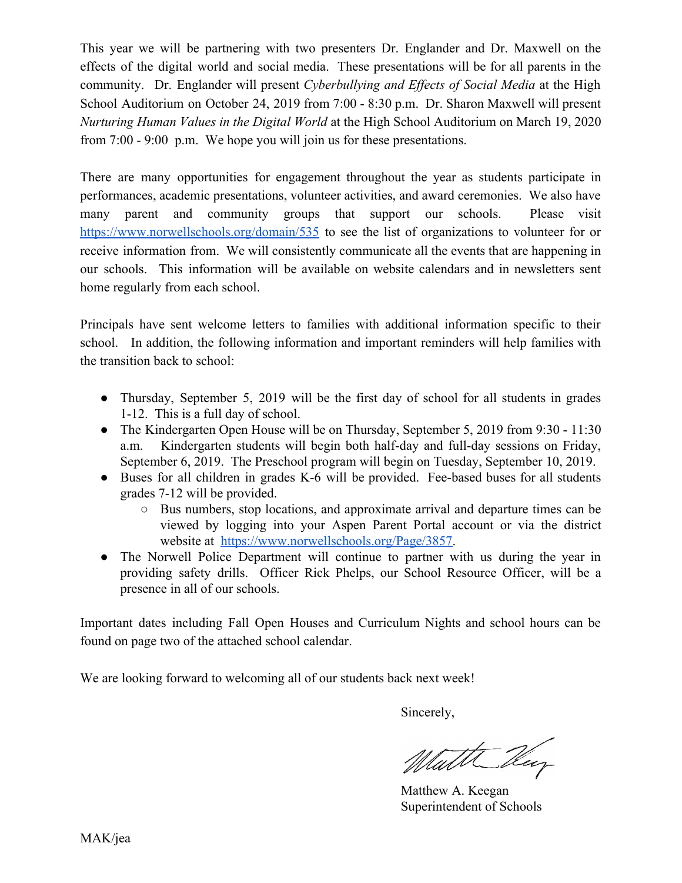This year we will be partnering with two presenters Dr. Englander and Dr. Maxwell on the effects of the digital world and social media. These presentations will be for all parents in the community. Dr. Englander will present *Cyberbullying and Effects of Social Media* at the High School Auditorium on October 24, 2019 from 7:00 - 8:30 p.m. Dr. Sharon Maxwell will present *Nurturing Human Values in the Digital World* at the High School Auditorium on March 19, 2020 from 7:00 - 9:00 p.m. We hope you will join us for these presentations.

There are many opportunities for engagement throughout the year as students participate in performances, academic presentations, volunteer activities, and award ceremonies. We also have many parent and community groups that support our schools. Please visit [https://www.norwellschools.org/domain/535](https://www.norwellschools.org/domain/535) to see the list of organizations to volunteer for or receive information from. We will consistently communicate all the events that are happening in our schools. This information will be available on website calendars and in newsletters sent home regularly from each school.

Principals have sent welcome letters to families with additional information specific to their school. In addition, the following information and important reminders will help families with the transition back to school:

- Thursday, September 5, 2019 will be the first day of school for all students in grades 1-12. This is a full day of school.
- The Kindergarten Open House will be on Thursday, September 5, 2019 from 9:30 - 11:30 a.m. Kindergarten students will begin both half-day and full-day sessions on Friday, September 6, 2019. The Preschool program will begin on Tuesday, September 10, 2019.
- Buses for all children in grades K-6 will be provided. Fee-based buses for all students grades 7-12 will be provided.
  - Bus numbers, stop locations, and approximate arrival and departure times can be viewed by logging into your Aspen Parent Portal account or via the district website at [https://www.norwellschools.org/Page/3857](https://www.norwellschools.org/Page/3857).
- The Norwell Police Department will continue to partner with us during the year in providing safety drills. Officer Rick Phelps, our School Resource Officer, will be a presence in all of our schools.

Important dates including Fall Open Houses and Curriculum Nights and school hours can be found on page two of the attached school calendar.

We are looking forward to welcoming all of our students back next week!

Sincerely,

Matthew A. Keegan
Superintendent of Schools

MAK/jea